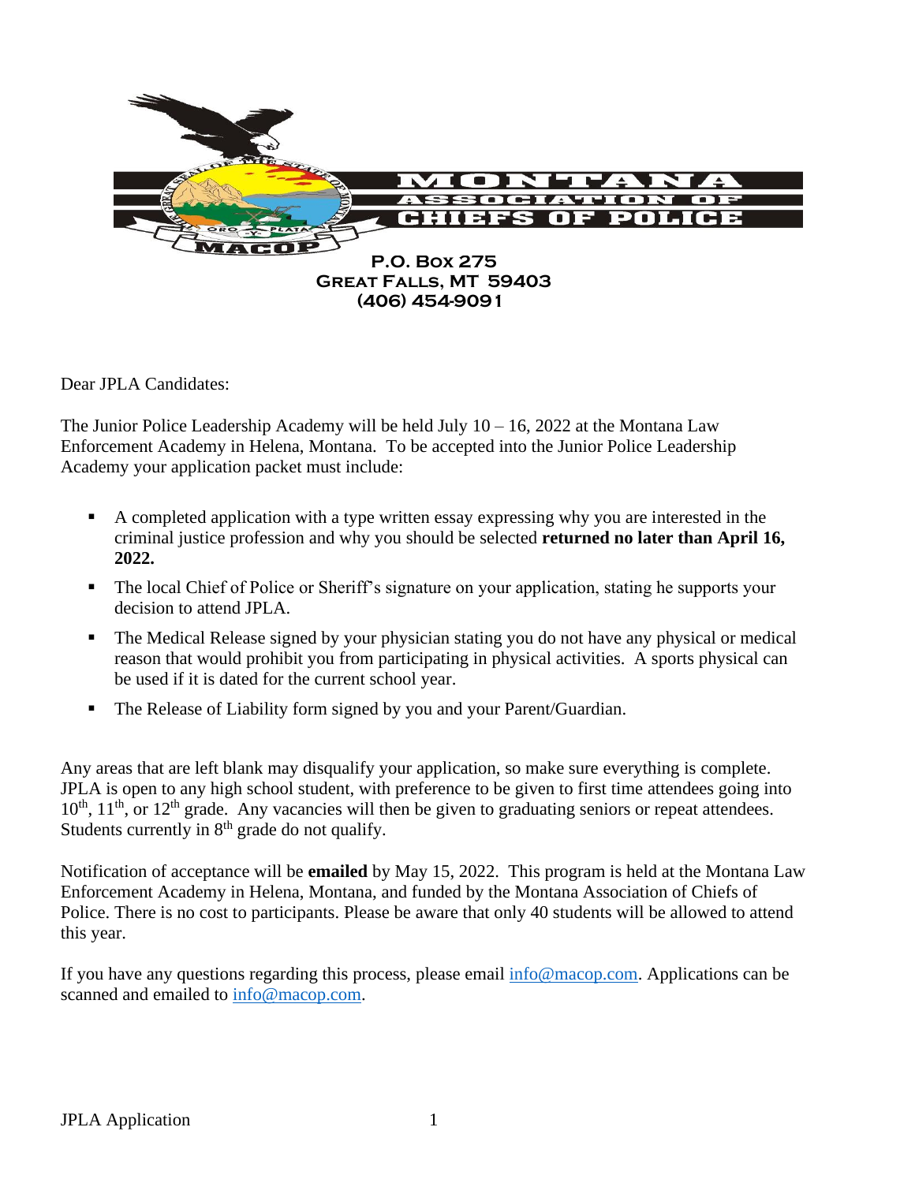# MONTANA ASSOCIATION OF CHIEFS OF POLICE

MACOP

**P.O. Box 275**
**Great Falls, MT 59403**
**(406) 454-9091**

Dear JPLA Candidates:

The Junior Police Leadership Academy will be held July 10 – 16, 2022 at the Montana Law Enforcement Academy in Helena, Montana. To be accepted into the Junior Police Leadership Academy your application packet must include:

- A completed application with a type written essay expressing why you are interested in the criminal justice profession and why you should be selected **returned no later than April 16, 2022.**
- The local Chief of Police or Sheriff's signature on your application, stating he supports your decision to attend JPLA.
- The Medical Release signed by your physician stating you do not have any physical or medical reason that would prohibit you from participating in physical activities. A sports physical can be used if it is dated for the current school year.
- The Release of Liability form signed by you and your Parent/Guardian.

Any areas that are left blank may disqualify your application, so make sure everything is complete. JPLA is open to any high school student, with preference to be given to first time attendees going into 10th, 11th, or 12th grade. Any vacancies will then be given to graduating seniors or repeat attendees. Students currently in 8th grade do not qualify.

Notification of acceptance will be **emailed** by May 15, 2022. This program is held at the Montana Law Enforcement Academy in Helena, Montana, and funded by the Montana Association of Chiefs of Police. There is no cost to participants. Please be aware that only 40 students will be allowed to attend this year.

If you have any questions regarding this process, please email info@macop.com. Applications can be scanned and emailed to info@macop.com.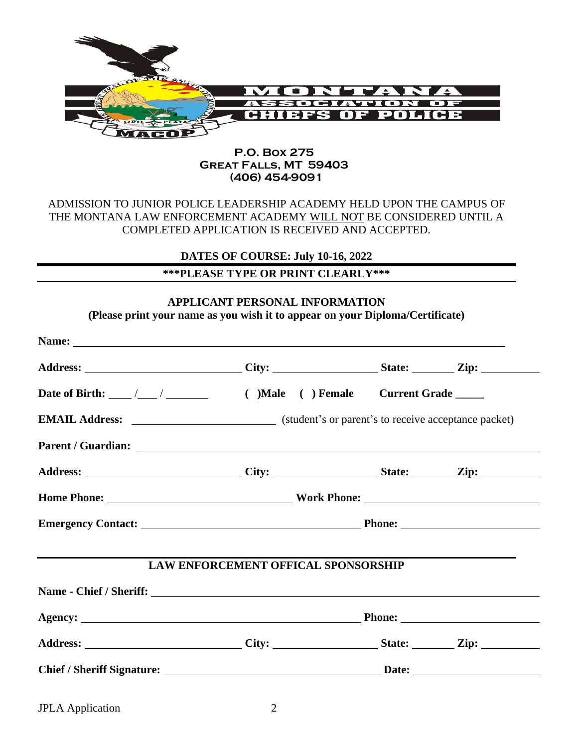MONTANA ASSOCIATION OF CHIEFS OF POLICE

MACOP

**P.O. Box 275**
**Great Falls, MT 59403**
**(406) 454-9091**

ADMISSION TO JUNIOR POLICE LEADERSHIP ACADEMY HELD UPON THE CAMPUS OF THE MONTANA LAW ENFORCEMENT ACADEMY WILL NOT BE CONSIDERED UNTIL A COMPLETED APPLICATION IS RECEIVED AND ACCEPTED.

**DATES OF COURSE: July 10-16, 2022**

**\*\*\*PLEASE TYPE OR PRINT CLEARLY\*\*\***

## APPLICANT PERSONAL INFORMATION

**(Please print your name as you wish it to appear on your Diploma/Certificate)**

**Name:** ______________________________________________

**Address:** ____________________ **City:** ______________ **State:** ______ **Zip:** ________

**Date of Birth:** ___/___/______ ( )**Male** ( ) **Female** **Current Grade** _____

**EMAIL Address:** ____________________ (student's or parent's to receive acceptance packet)

**Parent / Guardian:** ______________________________________________

**Address:** ____________________ **City:** ______________ **State:** ______ **Zip:** ________

**Home Phone:** ______________________ **Work Phone:** ______________________

**Emergency Contact:** ______________________ **Phone:** ______________________

## LAW ENFORCEMENT OFFICAL SPONSORSHIP

**Name - Chief / Sheriff:** ______________________________________________

**Agency:** ______________________________ **Phone:** ______________________

**Address:** ____________________ **City:** ______________ **State:** ______ **Zip:** ________

**Chief / Sheriff Signature:** ______________________ **Date:** ______________________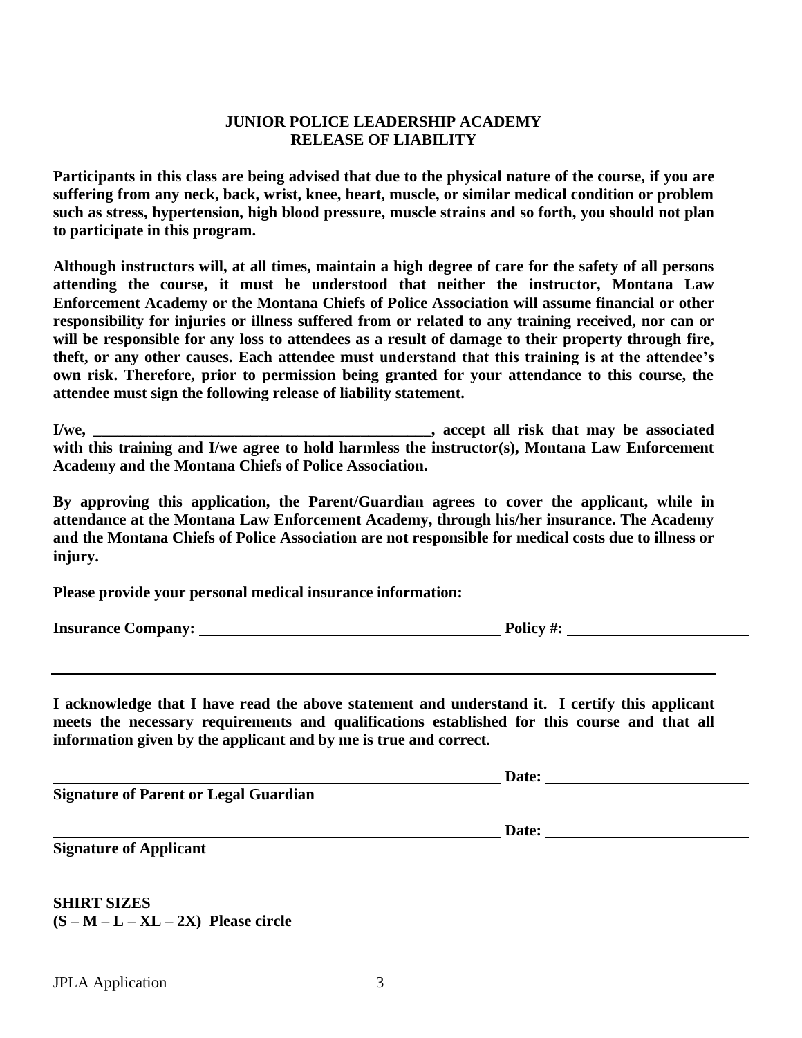**JUNIOR POLICE LEADERSHIP ACADEMY**
**RELEASE OF LIABILITY**

**Participants in this class are being advised that due to the physical nature of the course, if you are suffering from any neck, back, wrist, knee, heart, muscle, or similar medical condition or problem such as stress, hypertension, high blood pressure, muscle strains and so forth, you should not plan to participate in this program.**

**Although instructors will, at all times, maintain a high degree of care for the safety of all persons attending the course, it must be understood that neither the instructor, Montana Law Enforcement Academy or the Montana Chiefs of Police Association will assume financial or other responsibility for injuries or illness suffered from or related to any training received, nor can or will be responsible for any loss to attendees as a result of damage to their property through fire, theft, or any other causes. Each attendee must understand that this training is at the attendee's own risk. Therefore, prior to permission being granted for your attendance to this course, the attendee must sign the following release of liability statement.**

**I/we, _____________________________________________, accept all risk that may be associated with this training and I/we agree to hold harmless the instructor(s), Montana Law Enforcement Academy and the Montana Chiefs of Police Association.**

**By approving this application, the Parent/Guardian agrees to cover the applicant, while in attendance at the Montana Law Enforcement Academy, through his/her insurance. The Academy and the Montana Chiefs of Police Association are not responsible for medical costs due to illness or injury.**

**Please provide your personal medical insurance information:**

**Insurance Company:** ________________________________________ **Policy #:** ________________________

---

**I acknowledge that I have read the above statement and understand it. I certify this applicant meets the necessary requirements and qualifications established for this course and that all information given by the applicant and by me is true and correct.**

______________________________________________________________ **Date:** ___________________________
**Signature of Parent or Legal Guardian**

______________________________________________________________ **Date:** ___________________________
**Signature of Applicant**

**SHIRT SIZES**
**(S – M – L – XL – 2X) Please circle**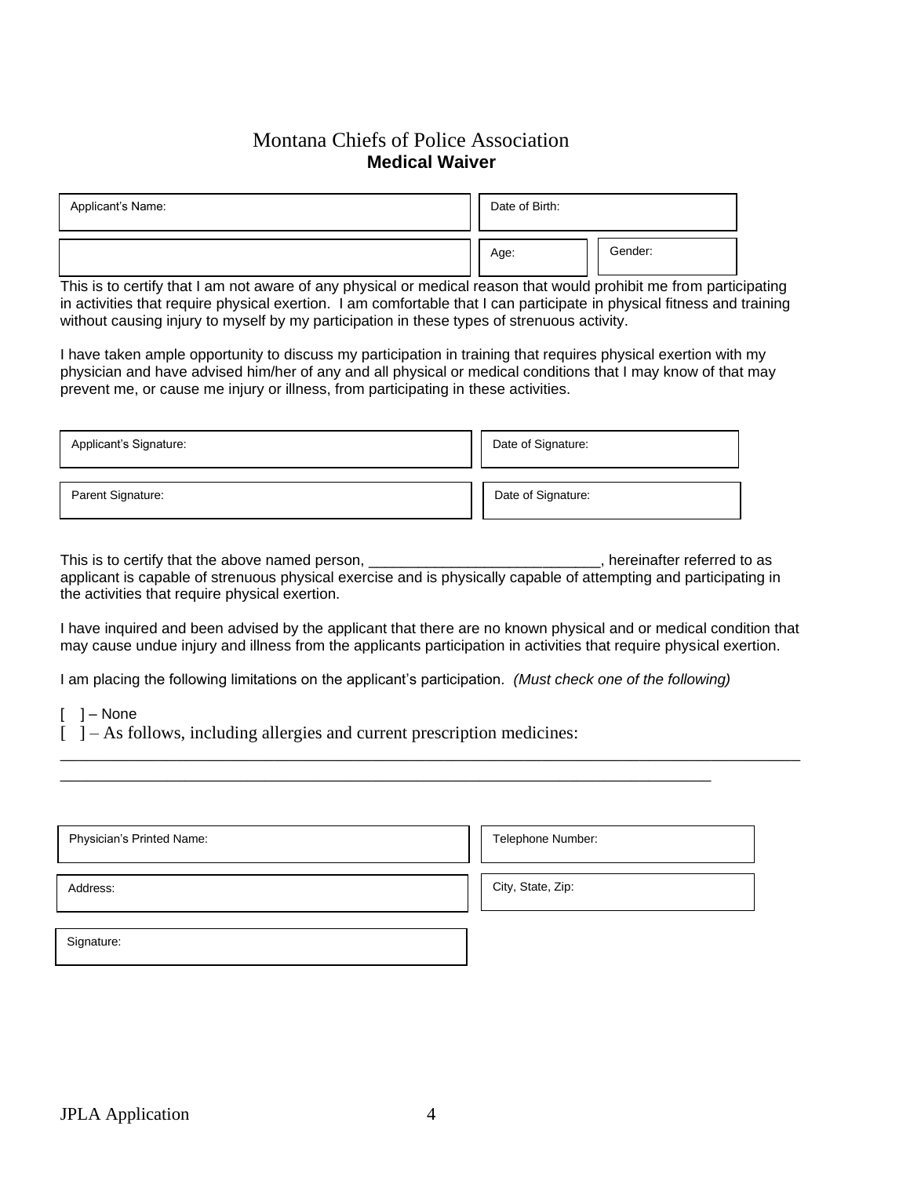# Montana Chiefs of Police Association
## Medical Waiver

| | | |
|---|---|---|
| Applicant's Name: | Date of Birth: | |
| | Age: | Gender: |

This is to certify that I am not aware of any physical or medical reason that would prohibit me from participating in activities that require physical exertion. I am comfortable that I can participate in physical fitness and training without causing injury to myself by my participation in these types of strenuous activity.

I have taken ample opportunity to discuss my participation in training that requires physical exertion with my physician and have advised him/her of any and all physical or medical conditions that I may know of that may prevent me, or cause me injury or illness, from participating in these activities.

| | |
|---|---|
| Applicant's Signature: | Date of Signature: |
| Parent Signature: | Date of Signature: |

This is to certify that the above named person, ___________________________, hereinafter referred to as applicant is capable of strenuous physical exercise and is physically capable of attempting and participating in the activities that require physical exertion.

I have inquired and been advised by the applicant that there are no known physical and or medical condition that may cause undue injury and illness from the applicants participation in activities that require physical exertion.

I am placing the following limitations on the applicant's participation. *(Must check one of the following)*

[ ] – None
[ ] – As follows, including allergies and current prescription medicines:

___________________________________________________________________________________________

_________________________________________________________________________________

| | |
|---|---|
| Physician's Printed Name: | Telephone Number: |
| Address: | City, State, Zip: |
| Signature: | |